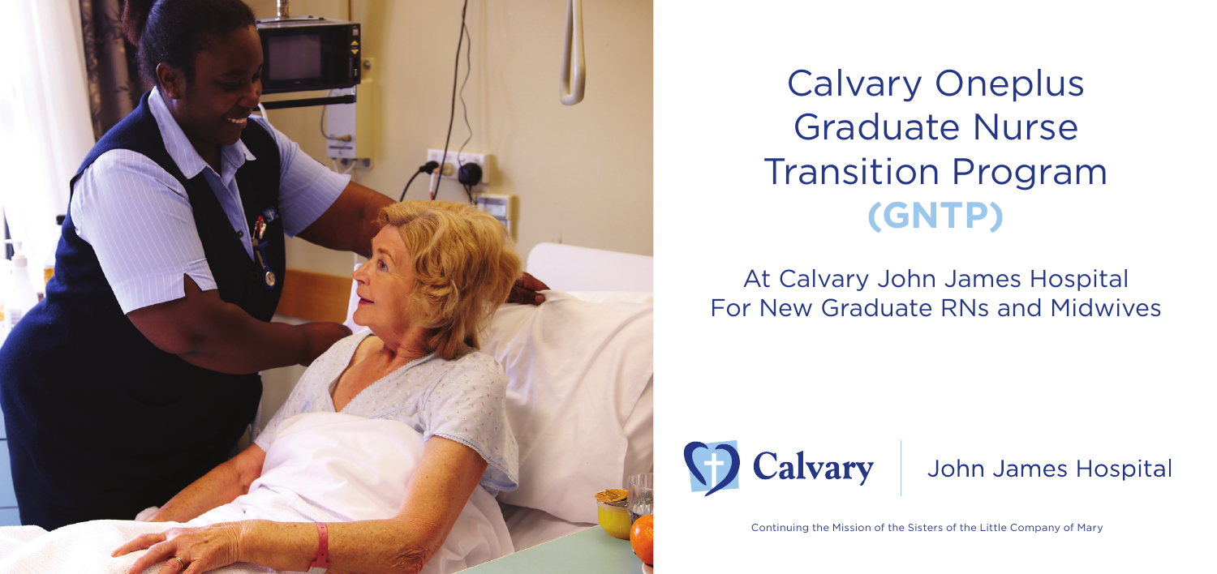# Calvary Oneplus Graduate Nurse Transition Program **(GNTP)**

## At Calvary John James Hospital For New Graduate RNs and Midwives

Calvary | John James Hospital

Continuing the Mission of the Sisters of the Little Company of Mary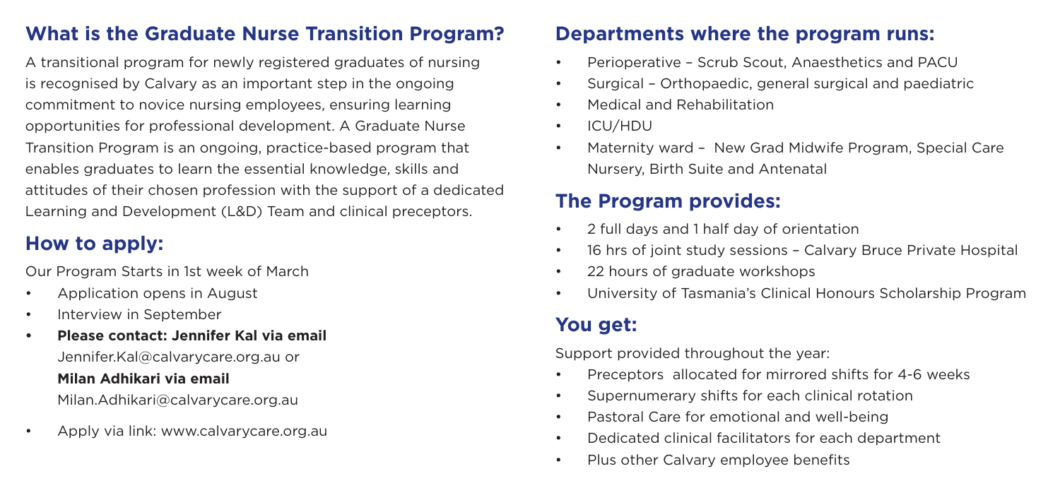## What is the Graduate Nurse Transition Program?

A transitional program for newly registered graduates of nursing is recognised by Calvary as an important step in the ongoing commitment to novice nursing employees, ensuring learning opportunities for professional development. A Graduate Nurse Transition Program is an ongoing, practice-based program that enables graduates to learn the essential knowledge, skills and attitudes of their chosen profession with the support of a dedicated Learning and Development (L&D) Team and clinical preceptors.

## How to apply:

Our Program Starts in 1st week of March

- Application opens in August
- Interview in September
- **Please contact: Jennifer Kal via email** Jennifer.Kal@calvarycare.org.au or **Milan Adhikari via email** Milan.Adhikari@calvarycare.org.au
- Apply via link: www.calvarycare.org.au

## Departments where the program runs:

- Perioperative – Scrub Scout, Anaesthetics and PACU
- Surgical – Orthopaedic, general surgical and paediatric
- Medical and Rehabilitation
- ICU/HDU
- Maternity ward – New Grad Midwife Program, Special Care Nursery, Birth Suite and Antenatal

## The Program provides:

- 2 full days and 1 half day of orientation
- 16 hrs of joint study sessions – Calvary Bruce Private Hospital
- 22 hours of graduate workshops
- University of Tasmania's Clinical Honours Scholarship Program

## You get:

Support provided throughout the year:

- Preceptors allocated for mirrored shifts for 4-6 weeks
- Supernumerary shifts for each clinical rotation
- Pastoral Care for emotional and well-being
- Dedicated clinical facilitators for each department
- Plus other Calvary employee benefits